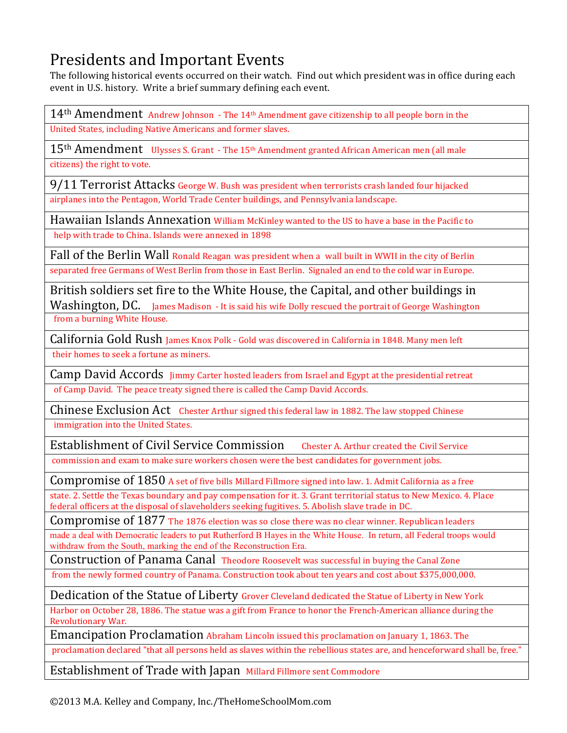# Presidents and Important Events

The following historical events occurred on their watch. Find out which president was in office during each event in U.S. history. Write a brief summary defining each event.

| |
|---|
| 14th Amendment Andrew Johnson - The 14th Amendment gave citizenship to all people born in the United States, including Native Americans and former slaves. |
| 15th Amendment Ulysses S. Grant - The 15th Amendment granted African American men (all male citizens) the right to vote. |
| 9/11 Terrorist Attacks George W. Bush was president when terrorists crash landed four hijacked airplanes into the Pentagon, World Trade Center buildings, and Pennsylvania landscape. |
| Hawaiian Islands Annexation William McKinley wanted to the US to have a base in the Pacific to help with trade to China. Islands were annexed in 1898 |
| Fall of the Berlin Wall Ronald Reagan was president when a wall built in WWII in the city of Berlin separated free Germans of West Berlin from those in East Berlin. Signaled an end to the cold war in Europe. |
| British soldiers set fire to the White House, the Capital, and other buildings in Washington, DC. James Madison - It is said his wife Dolly rescued the portrait of George Washington from a burning White House. |
| California Gold Rush James Knox Polk - Gold was discovered in California in 1848. Many men left their homes to seek a fortune as miners. |
| Camp David Accords Jimmy Carter hosted leaders from Israel and Egypt at the presidential retreat of Camp David. The peace treaty signed there is called the Camp David Accords. |
| Chinese Exclusion Act Chester Arthur signed this federal law in 1882. The law stopped Chinese immigration into the United States. |
| Establishment of Civil Service Commission Chester A. Arthur created the Civil Service commission and exam to make sure workers chosen were the best candidates for government jobs. |
| Compromise of 1850 A set of five bills Millard Fillmore signed into law. 1. Admit California as a free state. 2. Settle the Texas boundary and pay compensation for it. 3. Grant territorial status to New Mexico. 4. Place federal officers at the disposal of slaveholders seeking fugitives. 5. Abolish slave trade in DC. |
| Compromise of 1877 The 1876 election was so close there was no clear winner. Republican leaders made a deal with Democratic leaders to put Rutherford B Hayes in the White House. In return, all Federal troops would withdraw from the South, marking the end of the Reconstruction Era. |
| Construction of Panama Canal Theodore Roosevelt was successful in buying the Canal Zone from the newly formed country of Panama. Construction took about ten years and cost about $375,000,000. |
| Dedication of the Statue of Liberty Grover Cleveland dedicated the Statue of Liberty in New York Harbor on October 28, 1886. The statue was a gift from France to honor the French-American alliance during the Revolutionary War. |
| Emancipation Proclamation Abraham Lincoln issued this proclamation on January 1, 1863. The proclamation declared "that all persons held as slaves within the rebellious states are, and henceforward shall be, free." |
| Establishment of Trade with Japan Millard Fillmore sent Commodore |

©2013 M.A. Kelley and Company, Inc./TheHomeSchoolMom.com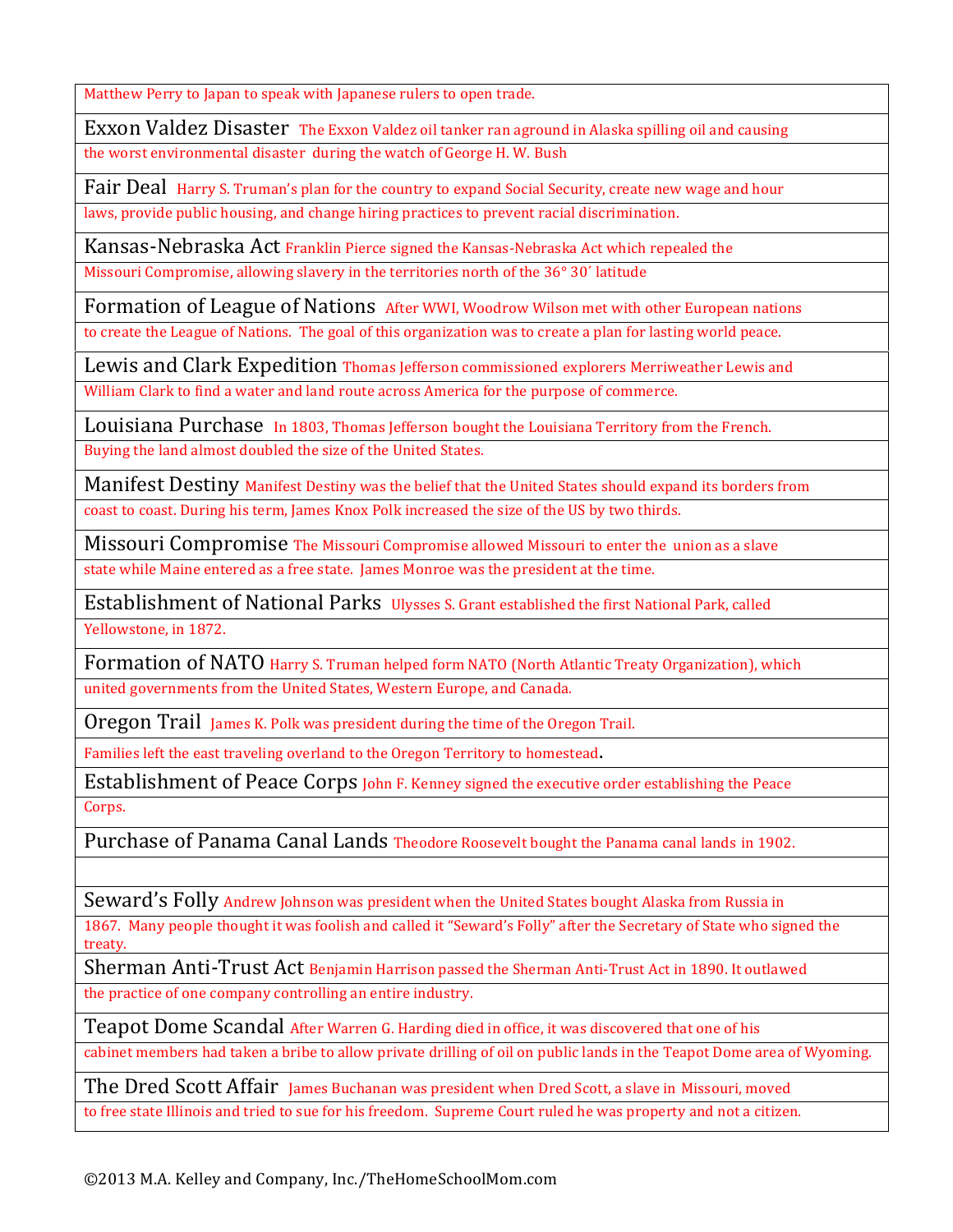Matthew Perry to Japan to speak with Japanese rulers to open trade.

Exxon Valdez Disaster The Exxon Valdez oil tanker ran aground in Alaska spilling oil and causing the worst environmental disaster during the watch of George H. W. Bush

Fair Deal Harry S. Truman's plan for the country to expand Social Security, create new wage and hour laws, provide public housing, and change hiring practices to prevent racial discrimination.

Kansas-Nebraska Act Franklin Pierce signed the Kansas-Nebraska Act which repealed the Missouri Compromise, allowing slavery in the territories north of the 36° 30′ latitude

Formation of League of Nations After WWI, Woodrow Wilson met with other European nations to create the League of Nations. The goal of this organization was to create a plan for lasting world peace.

Lewis and Clark Expedition Thomas Jefferson commissioned explorers Merriweather Lewis and William Clark to find a water and land route across America for the purpose of commerce.

Louisiana Purchase In 1803, Thomas Jefferson bought the Louisiana Territory from the French. Buying the land almost doubled the size of the United States.

Manifest Destiny Manifest Destiny was the belief that the United States should expand its borders from coast to coast. During his term, James Knox Polk increased the size of the US by two thirds.

Missouri Compromise The Missouri Compromise allowed Missouri to enter the union as a slave state while Maine entered as a free state. James Monroe was the president at the time.

Establishment of National Parks Ulysses S. Grant established the first National Park, called Yellowstone, in 1872.

Formation of NATO Harry S. Truman helped form NATO (North Atlantic Treaty Organization), which united governments from the United States, Western Europe, and Canada.

Oregon Trail James K. Polk was president during the time of the Oregon Trail. Families left the east traveling overland to the Oregon Territory to homestead.

Establishment of Peace Corps John F. Kenney signed the executive order establishing the Peace Corps.

Purchase of Panama Canal Lands Theodore Roosevelt bought the Panama canal lands in 1902.

Seward's Folly Andrew Johnson was president when the United States bought Alaska from Russia in 1867. Many people thought it was foolish and called it "Seward's Folly" after the Secretary of State who signed the treaty.

Sherman Anti-Trust Act Benjamin Harrison passed the Sherman Anti-Trust Act in 1890. It outlawed the practice of one company controlling an entire industry.

Teapot Dome Scandal After Warren G. Harding died in office, it was discovered that one of his cabinet members had taken a bribe to allow private drilling of oil on public lands in the Teapot Dome area of Wyoming.

The Dred Scott Affair James Buchanan was president when Dred Scott, a slave in Missouri, moved to free state Illinois and tried to sue for his freedom. Supreme Court ruled he was property and not a citizen.

©2013 M.A. Kelley and Company, Inc./TheHomeSchoolMom.com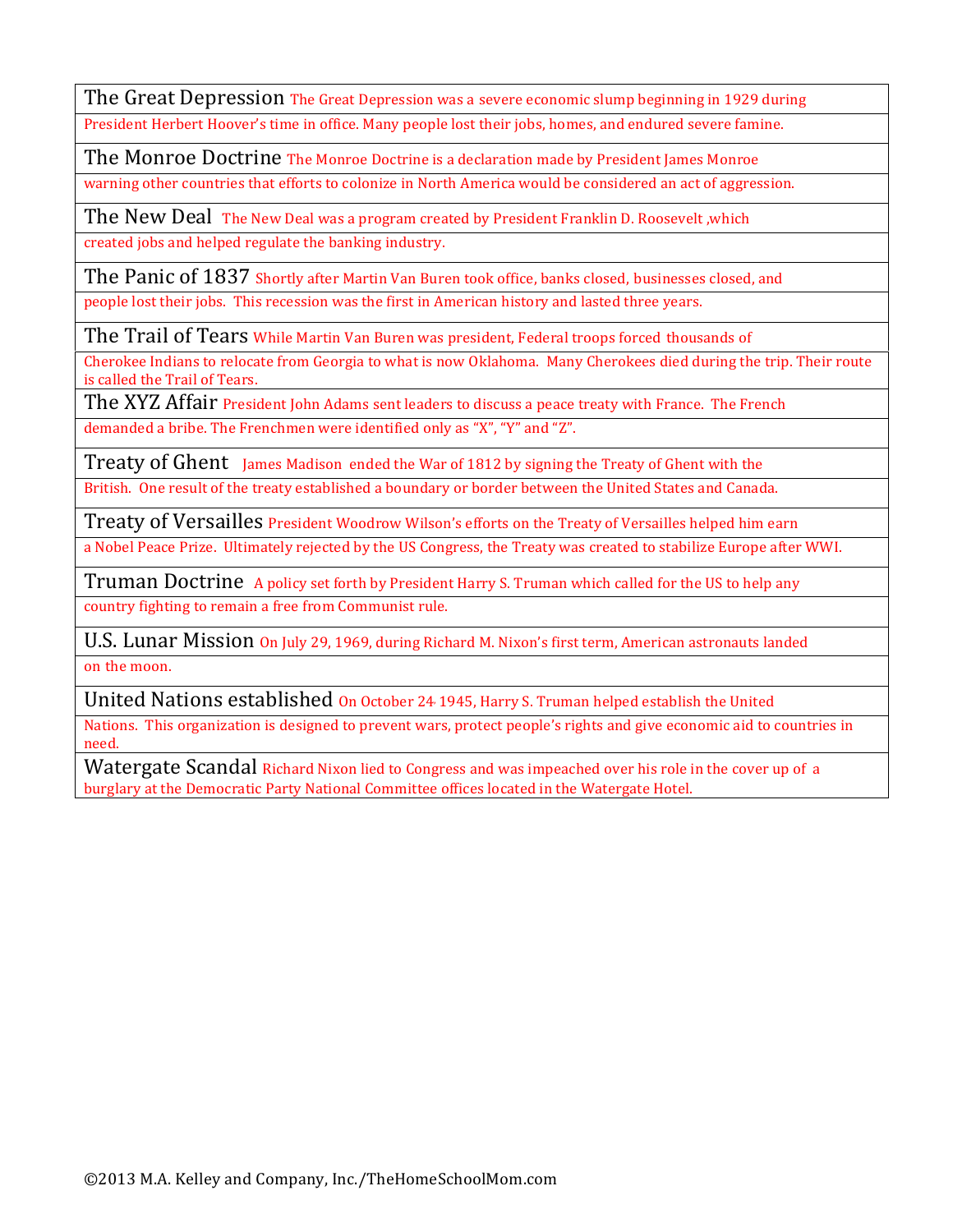| | |
|---|---|
| The Great Depression | The Great Depression was a severe economic slump beginning in 1929 during President Herbert Hoover's time in office. Many people lost their jobs, homes, and endured severe famine. |
| The Monroe Doctrine | The Monroe Doctrine is a declaration made by President James Monroe warning other countries that efforts to colonize in North America would be considered an act of aggression. |
| The New Deal | The New Deal was a program created by President Franklin D. Roosevelt ,which created jobs and helped regulate the banking industry. |
| The Panic of 1837 | Shortly after Martin Van Buren took office, banks closed, businesses closed, and people lost their jobs. This recession was the first in American history and lasted three years. |
| The Trail of Tears | While Martin Van Buren was president, Federal troops forced thousands of Cherokee Indians to relocate from Georgia to what is now Oklahoma. Many Cherokees died during the trip. Their route is called the Trail of Tears. |
| The XYZ Affair | President John Adams sent leaders to discuss a peace treaty with France. The French demanded a bribe. The Frenchmen were identified only as "X", "Y" and "Z". |
| Treaty of Ghent | James Madison ended the War of 1812 by signing the Treaty of Ghent with the British. One result of the treaty established a boundary or border between the United States and Canada. |
| Treaty of Versailles | President Woodrow Wilson's efforts on the Treaty of Versailles helped him earn a Nobel Peace Prize. Ultimately rejected by the US Congress, the Treaty was created to stabilize Europe after WWI. |
| Truman Doctrine | A policy set forth by President Harry S. Truman which called for the US to help any country fighting to remain a free from Communist rule. |
| U.S. Lunar Mission | On July 29, 1969, during Richard M. Nixon's first term, American astronauts landed on the moon. |
| United Nations established | On October 24, 1945, Harry S. Truman helped establish the United Nations. This organization is designed to prevent wars, protect people's rights and give economic aid to countries in need. |
| Watergate Scandal | Richard Nixon lied to Congress and was impeached over his role in the cover up of a burglary at the Democratic Party National Committee offices located in the Watergate Hotel. |

©2013 M.A. Kelley and Company, Inc./TheHomeSchoolMom.com